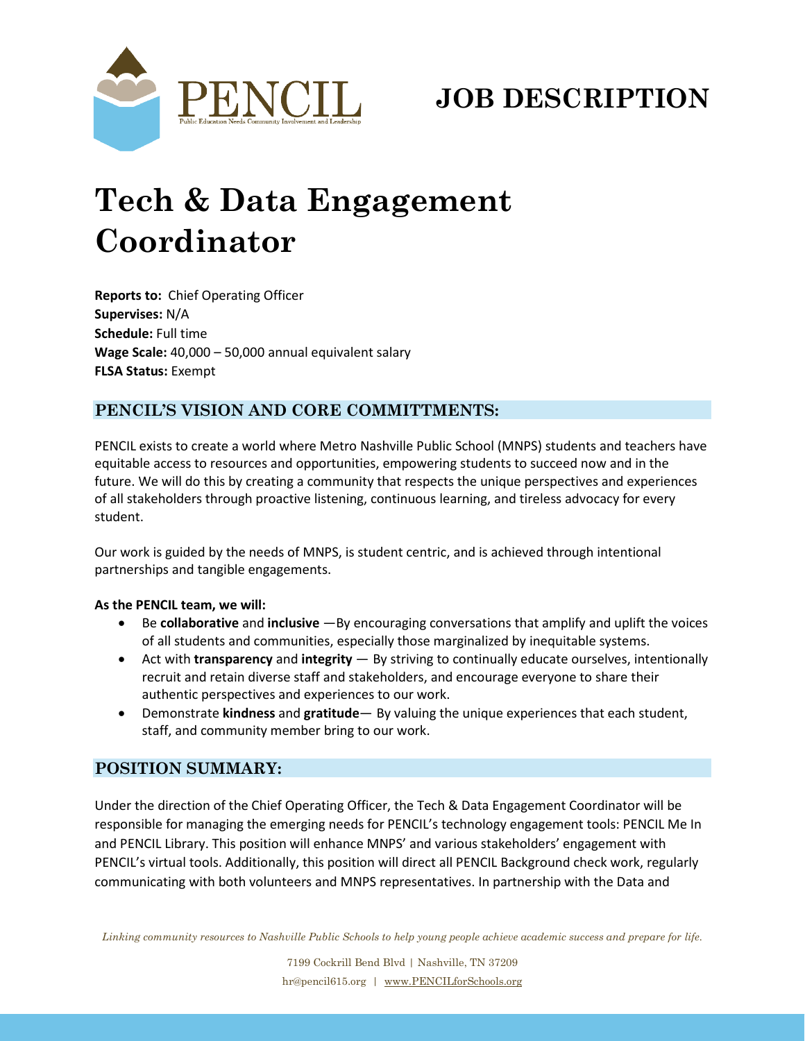PENCIL

Public Education Needs Community Involvement and Leadership

# JOB DESCRIPTION

# Tech & Data Engagement Coordinator

**Reports to:** Chief Operating Officer
**Supervises:** N/A
**Schedule:** Full time
**Wage Scale:** 40,000 – 50,000 annual equivalent salary
**FLSA Status:** Exempt

## PENCIL'S VISION AND CORE COMMITTMENTS:

PENCIL exists to create a world where Metro Nashville Public School (MNPS) students and teachers have equitable access to resources and opportunities, empowering students to succeed now and in the future. We will do this by creating a community that respects the unique perspectives and experiences of all stakeholders through proactive listening, continuous learning, and tireless advocacy for every student.

Our work is guided by the needs of MNPS, is student centric, and is achieved through intentional partnerships and tangible engagements.

**As the PENCIL team, we will:**

- Be **collaborative** and **inclusive** —By encouraging conversations that amplify and uplift the voices of all students and communities, especially those marginalized by inequitable systems.
- Act with **transparency** and **integrity** — By striving to continually educate ourselves, intentionally recruit and retain diverse staff and stakeholders, and encourage everyone to share their authentic perspectives and experiences to our work.
- Demonstrate **kindness** and **gratitude**— By valuing the unique experiences that each student, staff, and community member bring to our work.

## POSITION SUMMARY:

Under the direction of the Chief Operating Officer, the Tech & Data Engagement Coordinator will be responsible for managing the emerging needs for PENCIL's technology engagement tools: PENCIL Me In and PENCIL Library. This position will enhance MNPS' and various stakeholders' engagement with PENCIL's virtual tools. Additionally, this position will direct all PENCIL Background check work, regularly communicating with both volunteers and MNPS representatives. In partnership with the Data and

*Linking community resources to Nashville Public Schools to help young people achieve academic success and prepare for life.*

7199 Cockrill Bend Blvd | Nashville, TN 37209
hr@pencil615.org | www.PENCILforSchools.org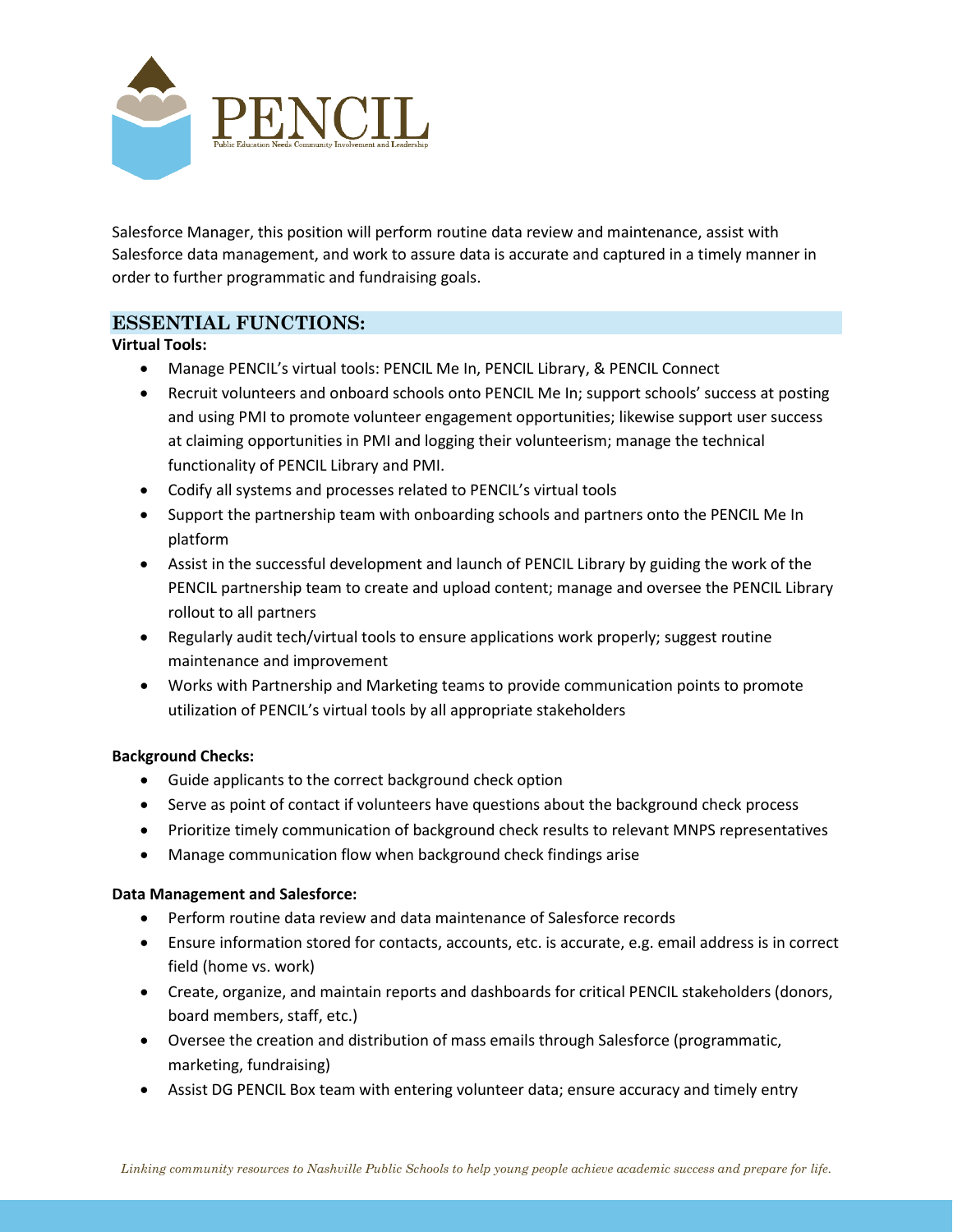Salesforce Manager, this position will perform routine data review and maintenance, assist with Salesforce data management, and work to assure data is accurate and captured in a timely manner in order to further programmatic and fundraising goals.

## ESSENTIAL FUNCTIONS:

**Virtual Tools:**

- Manage PENCIL's virtual tools: PENCIL Me In, PENCIL Library, & PENCIL Connect
- Recruit volunteers and onboard schools onto PENCIL Me In; support schools' success at posting and using PMI to promote volunteer engagement opportunities; likewise support user success at claiming opportunities in PMI and logging their volunteerism; manage the technical functionality of PENCIL Library and PMI.
- Codify all systems and processes related to PENCIL's virtual tools
- Support the partnership team with onboarding schools and partners onto the PENCIL Me In platform
- Assist in the successful development and launch of PENCIL Library by guiding the work of the PENCIL partnership team to create and upload content; manage and oversee the PENCIL Library rollout to all partners
- Regularly audit tech/virtual tools to ensure applications work properly; suggest routine maintenance and improvement
- Works with Partnership and Marketing teams to provide communication points to promote utilization of PENCIL's virtual tools by all appropriate stakeholders

**Background Checks:**

- Guide applicants to the correct background check option
- Serve as point of contact if volunteers have questions about the background check process
- Prioritize timely communication of background check results to relevant MNPS representatives
- Manage communication flow when background check findings arise

**Data Management and Salesforce:**

- Perform routine data review and data maintenance of Salesforce records
- Ensure information stored for contacts, accounts, etc. is accurate, e.g. email address is in correct field (home vs. work)
- Create, organize, and maintain reports and dashboards for critical PENCIL stakeholders (donors, board members, staff, etc.)
- Oversee the creation and distribution of mass emails through Salesforce (programmatic, marketing, fundraising)
- Assist DG PENCIL Box team with entering volunteer data; ensure accuracy and timely entry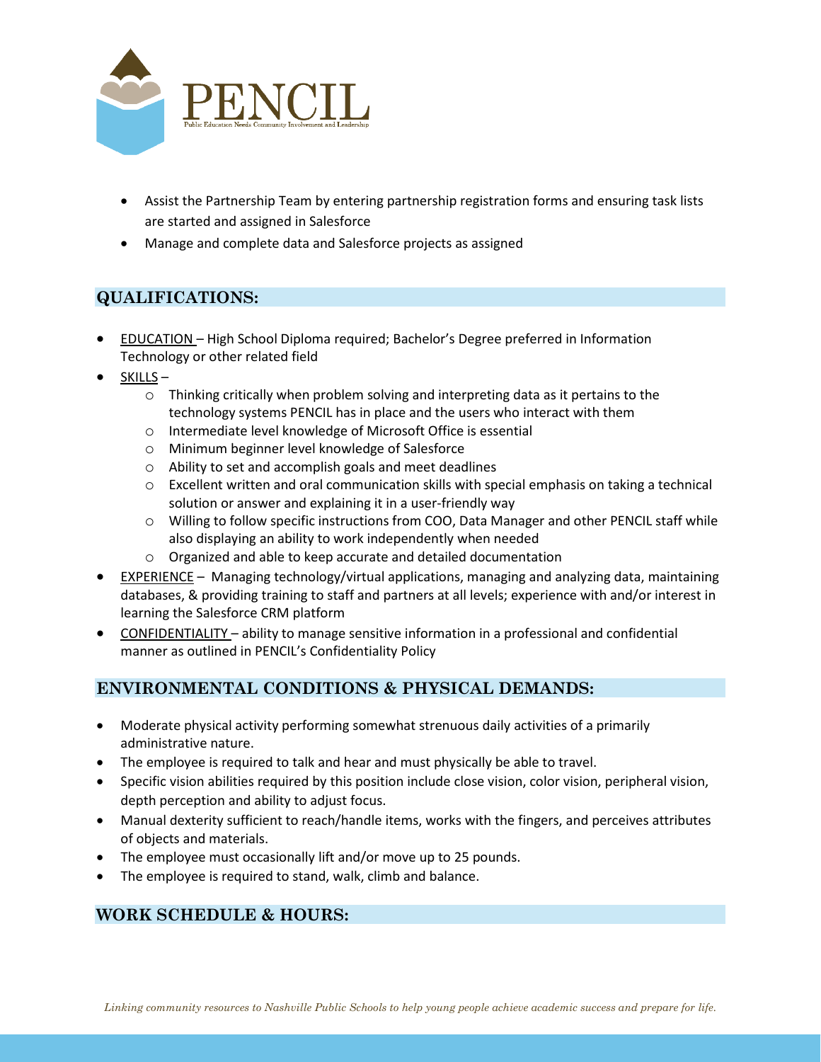- Assist the Partnership Team by entering partnership registration forms and ensuring task lists are started and assigned in Salesforce
- Manage and complete data and Salesforce projects as assigned

## QUALIFICATIONS:

- EDUCATION – High School Diploma required; Bachelor's Degree preferred in Information Technology or other related field
- SKILLS –
  - Thinking critically when problem solving and interpreting data as it pertains to the technology systems PENCIL has in place and the users who interact with them
  - Intermediate level knowledge of Microsoft Office is essential
  - Minimum beginner level knowledge of Salesforce
  - Ability to set and accomplish goals and meet deadlines
  - Excellent written and oral communication skills with special emphasis on taking a technical solution or answer and explaining it in a user-friendly way
  - Willing to follow specific instructions from COO, Data Manager and other PENCIL staff while also displaying an ability to work independently when needed
  - Organized and able to keep accurate and detailed documentation
- EXPERIENCE – Managing technology/virtual applications, managing and analyzing data, maintaining databases, & providing training to staff and partners at all levels; experience with and/or interest in learning the Salesforce CRM platform
- CONFIDENTIALITY – ability to manage sensitive information in a professional and confidential manner as outlined in PENCIL's Confidentiality Policy

## ENVIRONMENTAL CONDITIONS & PHYSICAL DEMANDS:

- Moderate physical activity performing somewhat strenuous daily activities of a primarily administrative nature.
- The employee is required to talk and hear and must physically be able to travel.
- Specific vision abilities required by this position include close vision, color vision, peripheral vision, depth perception and ability to adjust focus.
- Manual dexterity sufficient to reach/handle items, works with the fingers, and perceives attributes of objects and materials.
- The employee must occasionally lift and/or move up to 25 pounds.
- The employee is required to stand, walk, climb and balance.

## WORK SCHEDULE & HOURS: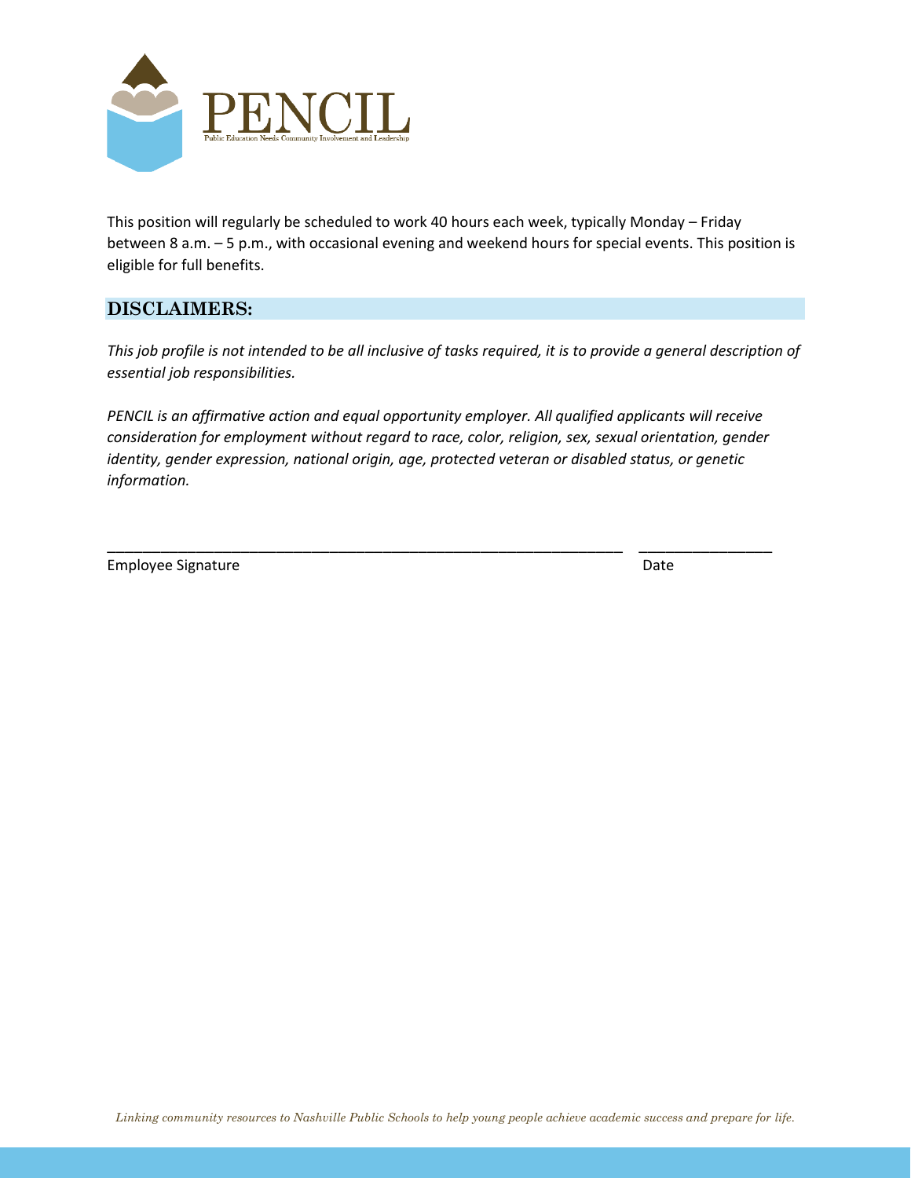This position will regularly be scheduled to work 40 hours each week, typically Monday – Friday between 8 a.m. – 5 p.m., with occasional evening and weekend hours for special events. This position is eligible for full benefits.

## DISCLAIMERS:

*This job profile is not intended to be all inclusive of tasks required, it is to provide a general description of essential job responsibilities.*

*PENCIL is an affirmative action and equal opportunity employer. All qualified applicants will receive consideration for employment without regard to race, color, religion, sex, sexual orientation, gender identity, gender expression, national origin, age, protected veteran or disabled status, or genetic information.*

\_\_\_\_\_\_\_\_\_\_\_\_\_\_\_\_\_\_\_\_\_\_\_\_\_\_\_\_\_\_\_\_\_\_\_\_\_\_\_\_\_\_\_\_\_\_\_\_\_\_\_\_\_\_\_\_\_\_\_\_ \_\_\_\_\_\_\_\_\_\_\_\_\_\_\_\_\_\_

Employee Signature Date

*Linking community resources to Nashville Public Schools to help young people achieve academic success and prepare for life.*